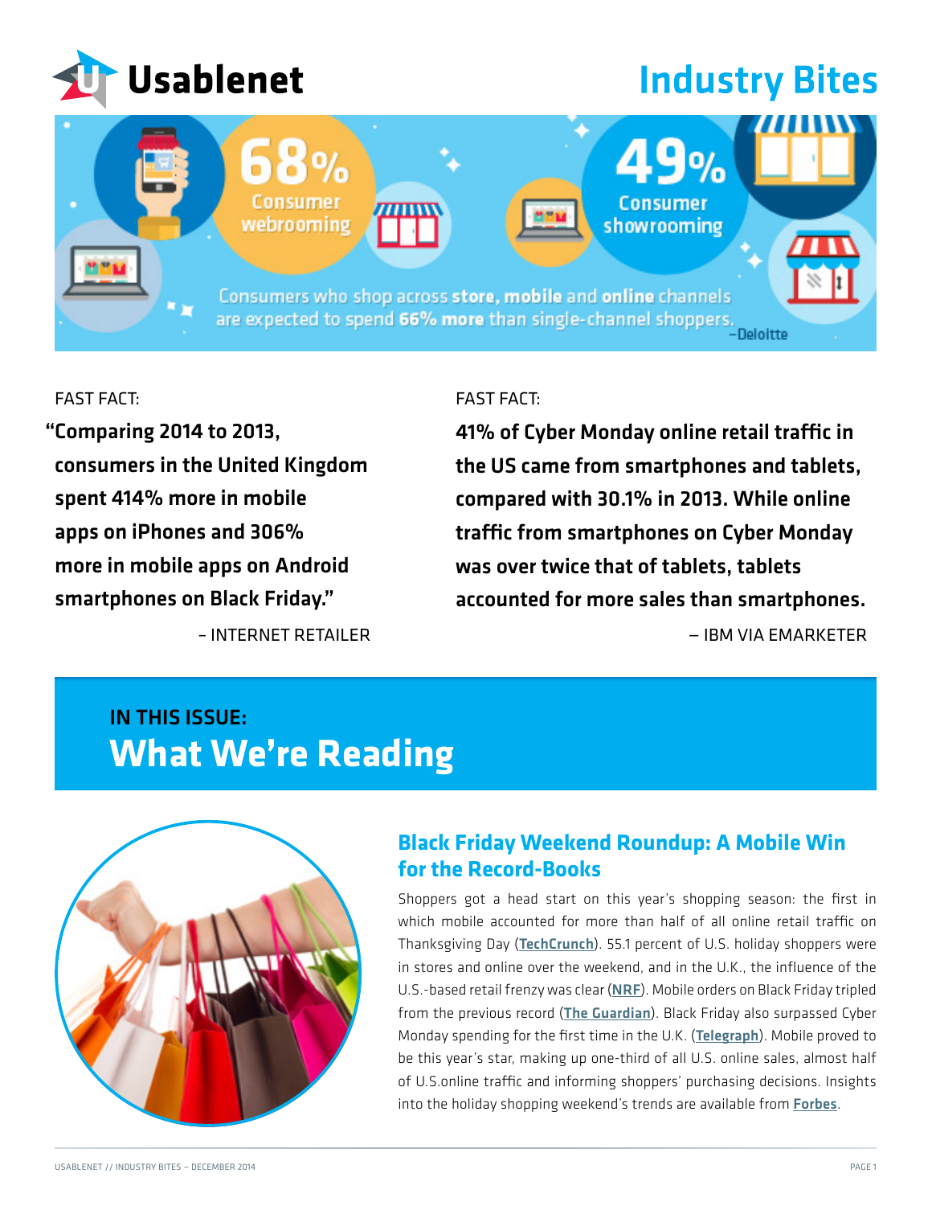# Usablenet

# Industry Bites

68% Consumer webrooming

49% Consumer showrooming

Consumers who shop across **store, mobile** and **online** channels are expected to spend **66% more** than single-channel shoppers.
–Deloitte

FAST FACT:

**"Comparing 2014 to 2013, consumers in the United Kingdom spent 414% more in mobile apps on iPhones and 306% more in mobile apps on Android smartphones on Black Friday."**

– INTERNET RETAILER

FAST FACT:

**41% of Cyber Monday online retail traffic in the US came from smartphones and tablets, compared with 30.1% in 2013. While online traffic from smartphones on Cyber Monday was over twice that of tablets, tablets accounted for more sales than smartphones.**

– IBM VIA EMARKETER

## IN THIS ISSUE:
# What We're Reading

### Black Friday Weekend Roundup: A Mobile Win for the Record-Books

Shoppers got a head start on this year's shopping season: the first in which mobile accounted for more than half of all online retail traffic on Thanksgiving Day (TechCrunch). 55.1 percent of U.S. holiday shoppers were in stores and online over the weekend, and in the U.K., the influence of the U.S.-based retail frenzy was clear (NRF). Mobile orders on Black Friday tripled from the previous record (The Guardian). Black Friday also surpassed Cyber Monday spending for the first time in the U.K. (Telegraph). Mobile proved to be this year's star, making up one-third of all U.S. online sales, almost half of U.S.online traffic and informing shoppers' purchasing decisions. Insights into the holiday shopping weekend's trends are available from Forbes.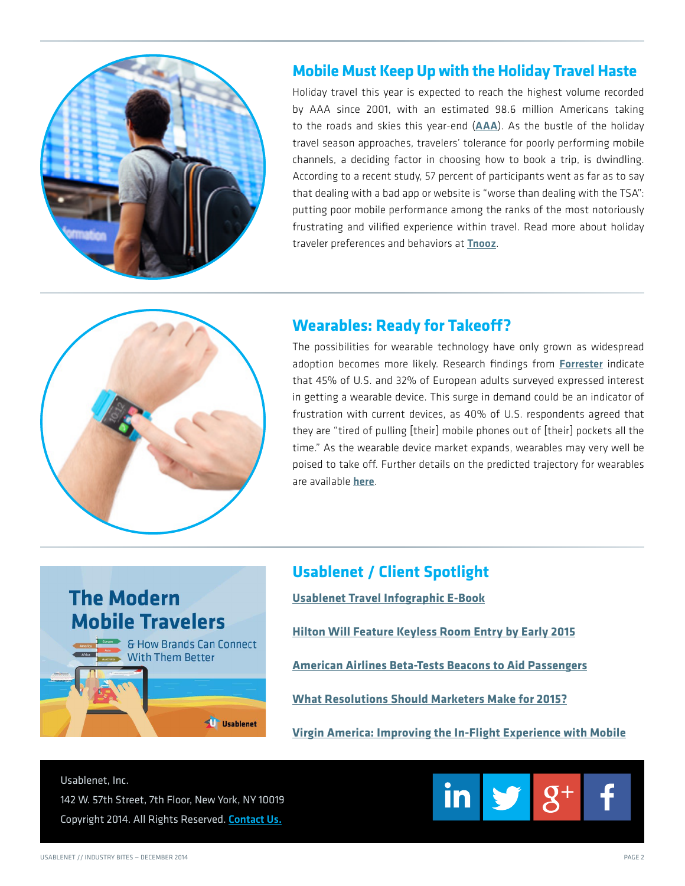## Mobile Must Keep Up with the Holiday Travel Haste

Holiday travel this year is expected to reach the highest volume recorded by AAA since 2001, with an estimated 98.6 million Americans taking to the roads and skies this year-end (AAA). As the bustle of the holiday travel season approaches, travelers' tolerance for poorly performing mobile channels, a deciding factor in choosing how to book a trip, is dwindling. According to a recent study, 57 percent of participants went as far as to say that dealing with a bad app or website is "worse than dealing with the TSA": putting poor mobile performance among the ranks of the most notoriously frustrating and vilified experience within travel. Read more about holiday traveler preferences and behaviors at Tnooz.

## Wearables: Ready for Takeoff?

The possibilities for wearable technology have only grown as widespread adoption becomes more likely. Research findings from Forrester indicate that 45% of U.S. and 32% of European adults surveyed expressed interest in getting a wearable device. This surge in demand could be an indicator of frustration with current devices, as 40% of U.S. respondents agreed that they are "tired of pulling [their] mobile phones out of [their] pockets all the time." As the wearable device market expands, wearables may very well be poised to take off. Further details on the predicted trajectory for wearables are available here.

The Modern Mobile Travelers

& How Brands Can Connect With Them Better

Usablenet

## Usablenet / Client Spotlight

Usablenet Travel Infographic E-Book

Hilton Will Feature Keyless Room Entry by Early 2015

American Airlines Beta-Tests Beacons to Aid Passengers

What Resolutions Should Marketers Make for 2015?

Virgin America: Improving the In-Flight Experience with Mobile

Usablenet, Inc.
142 W. 57th Street, 7th Floor, New York, NY 10019
Copyright 2014. All Rights Reserved. Contact Us.